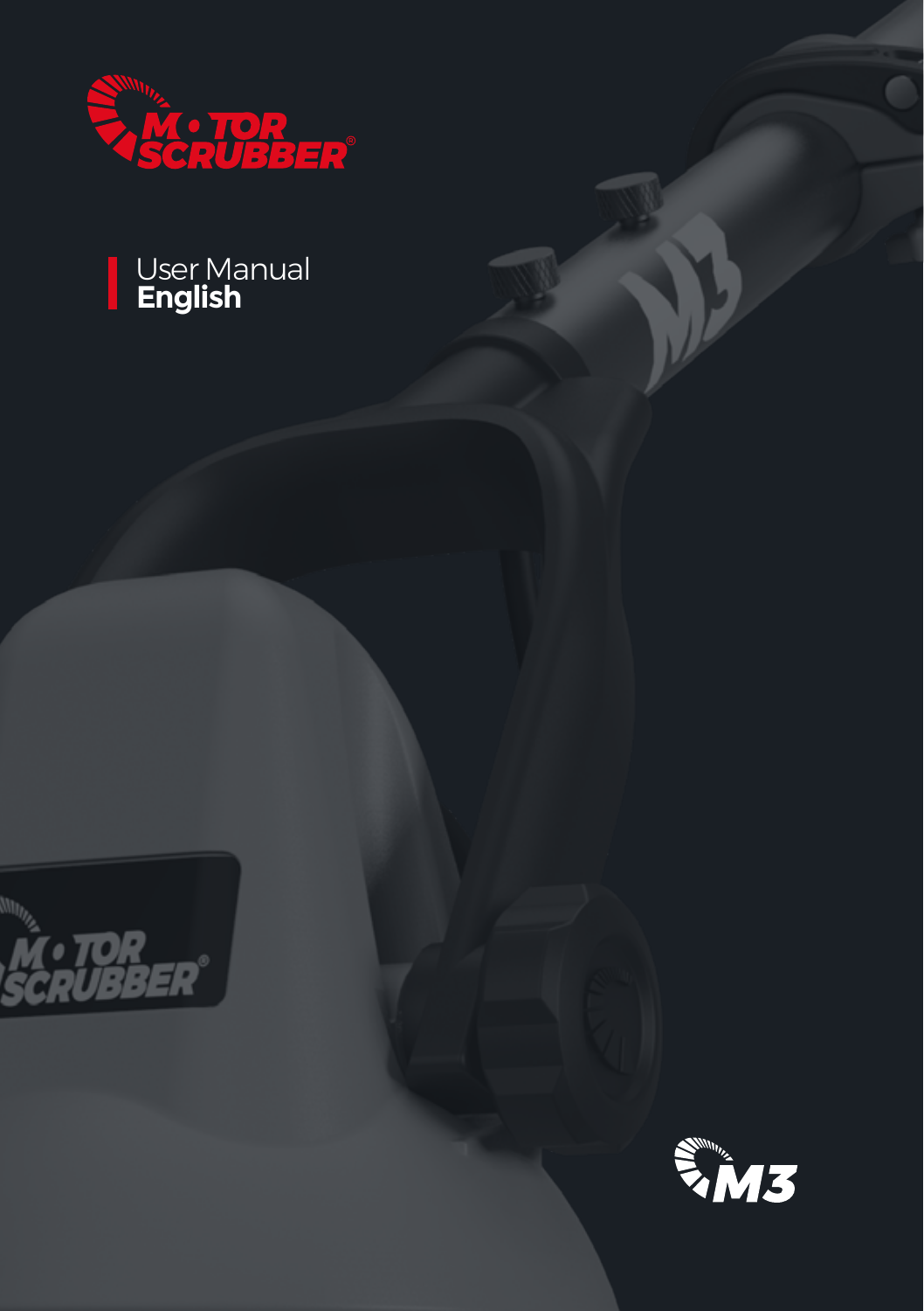# MOTOR SCRUBBER®

## User Manual
**English**

M3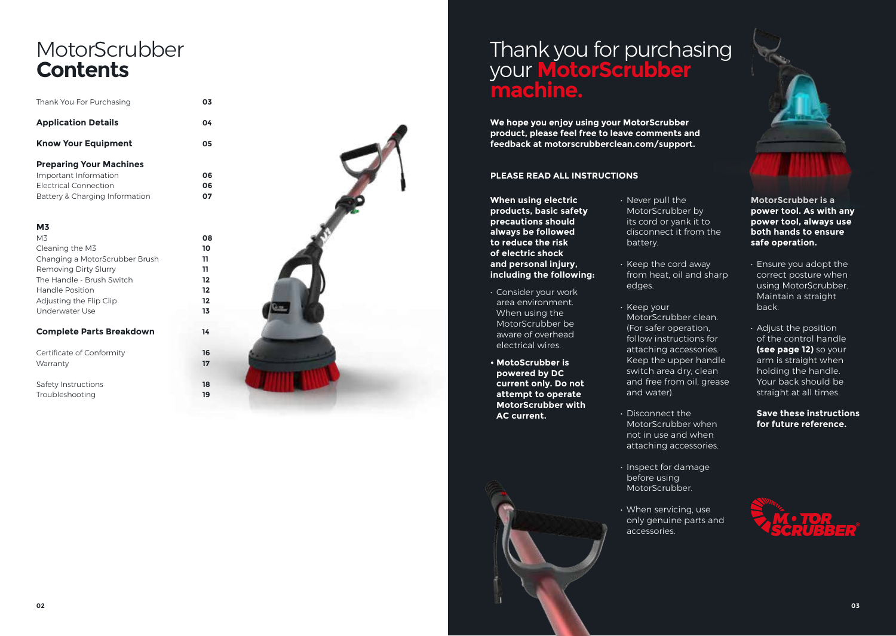# MotorScrubber **Contents**

| | |
|---|---|
| Thank You For Purchasing | 03 |
| **Application Details** | 04 |
| **Know Your Equipment** | 05 |
| **Preparing Your Machines** | |
| Important Information | 06 |
| Electrical Connection | 06 |
| Battery & Charging Information | 07 |
| **M3** | |
| M3 | 08 |
| Cleaning the M3 | 10 |
| Changing a MotorScrubber Brush | 11 |
| Removing Dirty Slurry | 11 |
| The Handle - Brush Switch | 12 |
| Handle Position | 12 |
| Adjusting the Flip Clip | 12 |
| Underwater Use | 13 |
| **Complete Parts Breakdown** | 14 |
| Certificate of Conformity | 16 |
| Warranty | 17 |
| Safety Instructions | 18 |
| Troubleshooting | 19 |

# Thank you for purchasing your **MotorScrubber machine.**

**We hope you enjoy using your MotorScrubber product, please feel free to leave comments and feedback at motorscrubberclean.com/support.**

**PLEASE READ ALL INSTRUCTIONS**

**When using electric products, basic safety precautions should always be followed to reduce the risk of electric shock and personal injury, including the following:**

- Consider your work area environment. When using the MotorScrubber be aware of overhead electrical wires.
- **MotoScrubber is powered by DC current only. Do not attempt to operate MotorScrubber with AC current.**
- Never pull the MotorScrubber by its cord or yank it to disconnect it from the battery.
- Keep the cord away from heat, oil and sharp edges.
- Keep your MotorScrubber clean. (For safer operation, follow instructions for attaching accessories. Keep the upper handle switch area dry, clean and free from oil, grease and water).
- Disconnect the MotorScrubber when not in use and when attaching accessories.
- Inspect for damage before using MotorScrubber.
- When servicing, use only genuine parts and accessories.

**MotorScrubber is a power tool. As with any power tool, always use both hands to ensure safe operation.**

- Ensure you adopt the correct posture when using MotorScrubber. Maintain a straight back.
- Adjust the position of the control handle **(see page 12)** so your arm is straight when holding the handle. Your back should be straight at all times.

**Save these instructions for future reference.**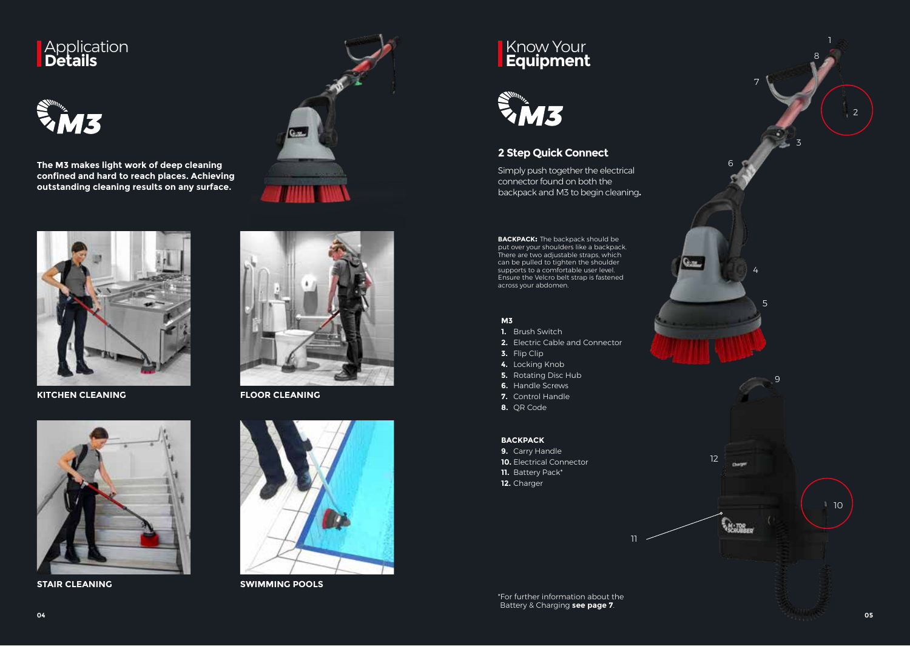# Application Details

M3

**The M3 makes light work of deep cleaning confined and hard to reach places. Achieving outstanding cleaning results on any surface.**

**KITCHEN CLEANING**

**FLOOR CLEANING**

**STAIR CLEANING**

**SWIMMING POOLS**

# Know Your Equipment

M3

### 2 Step Quick Connect

Simply push together the electrical connector found on both the backpack and M3 to begin cleaning.

**BACKPACK:** The backpack should be put over your shoulders like a backpack. There are two adjustable straps, which can be pulled to tighten the shoulder supports to a comfortable user level. Ensure the Velcro belt strap is fastened across your abdomen.

**M3**

1. Brush Switch
2. Electric Cable and Connector
3. Flip Clip
4. Locking Knob
5. Rotating Disc Hub
6. Handle Screws
7. Control Handle
8. QR Code

**BACKPACK**

9. Carry Handle
10. Electrical Connector
11. Battery Pack*
12. Charger

*For further information about the Battery & Charging **see page 7**.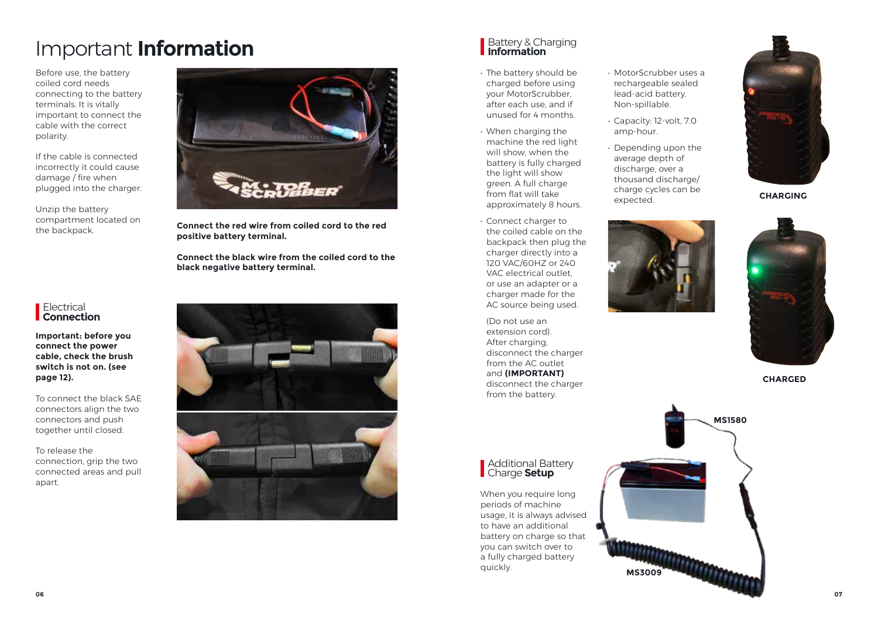# Important **Information**

Before use, the battery coiled cord needs connecting to the battery terminals. It is vitally important to connect the cable with the correct polarity.

If the cable is connected incorrectly it could cause damage / fire when plugged into the charger.

Unzip the battery compartment located on the backpack.

**Connect the red wire from coiled cord to the red positive battery terminal.**

**Connect the black wire from the coiled cord to the black negative battery terminal.**

## Electrical **Connection**

**Important: before you connect the power cable, check the brush switch is not on. (see page 12).**

To connect the black SAE connectors align the two connectors and push together until closed.

To release the connection, grip the two connected areas and pull apart.

## Battery & Charging **Information**

- The battery should be charged before using your MotorScrubber, after each use, and if unused for 4 months.
- When charging the machine the red light will show, when the battery is fully charged the light will show green. A full charge from flat will take approximately 8 hours.
- Connect charger to the coiled cable on the backpack then plug the charger directly into a 120 VAC/60HZ or 240 VAC electrical outlet, or use an adapter or a charger made for the AC source being used.

  (Do not use an extension cord). After charging, disconnect the charger from the AC outlet and **(IMPORTANT)** disconnect the charger from the battery.

- MotorScrubber uses a rechargeable sealed lead-acid battery. Non-spillable.
- Capacity: 12-volt, 7.0 amp-hour.
- Depending upon the average depth of discharge, over a thousand discharge/ charge cycles can be expected.

**CHARGING**

**CHARGED**

## Additional Battery Charge **Setup**

When you require long periods of machine usage, it is always advised to have an additional battery on charge so that you can switch over to a fully charged battery quickly.

**MS1580**

**MS3009**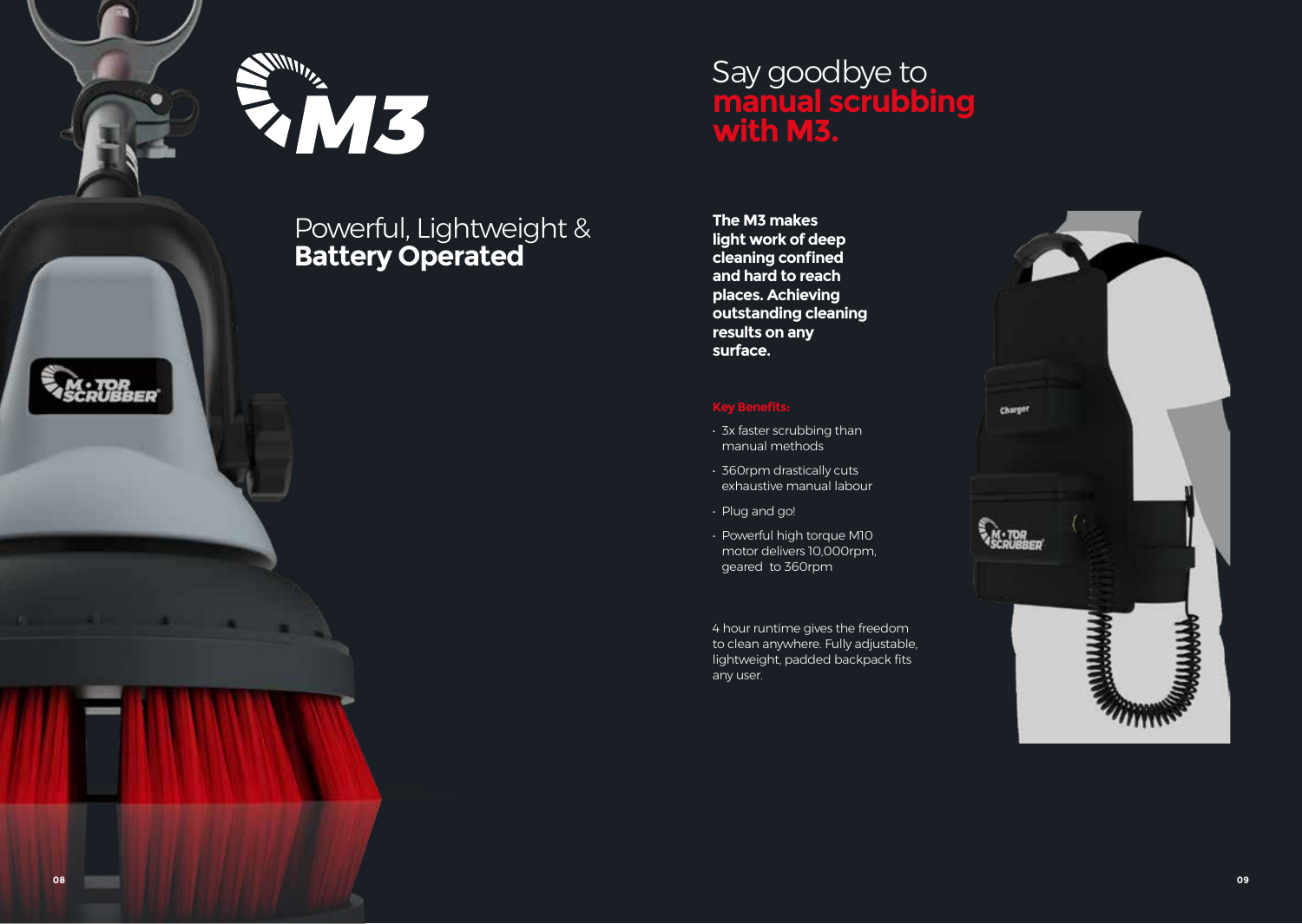# M3

## Powerful, Lightweight & **Battery Operated**

## Say goodbye to **manual scrubbing with M3.**

**The M3 makes light work of deep cleaning confined and hard to reach places. Achieving outstanding cleaning results on any surface.**

**Key Benefits:**

- 3x faster scrubbing than manual methods
- 360rpm drastically cuts exhaustive manual labour
- Plug and go!
- Powerful high torque M10 motor delivers 10,000rpm, geared to 360rpm

4 hour runtime gives the freedom to clean anywhere. Fully adjustable, lightweight, padded backpack fits any user.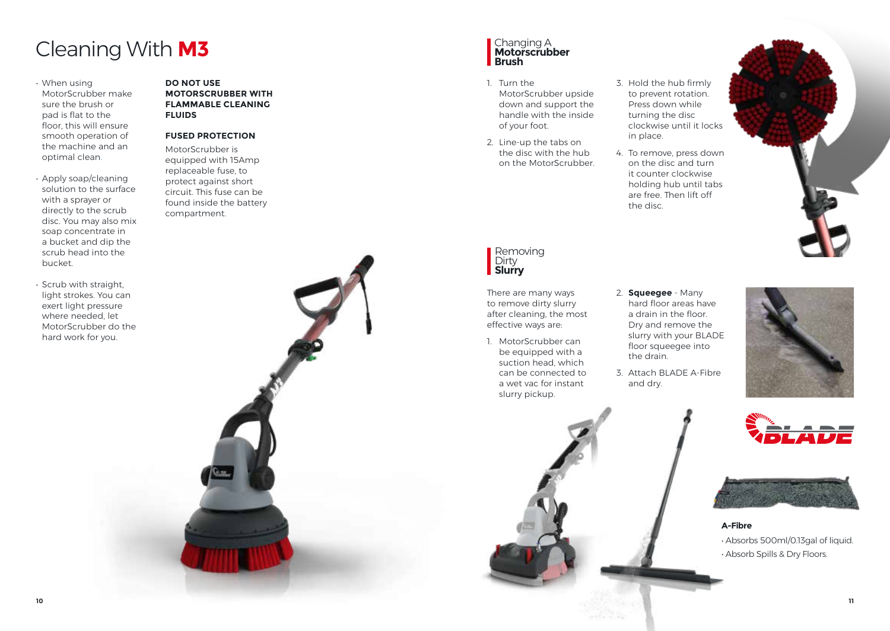# Cleaning With **M3**

- When using MotorScrubber make sure the brush or pad is flat to the floor, this will ensure smooth operation of the machine and an optimal clean.
- Apply soap/cleaning solution to the surface with a sprayer or directly to the scrub disc. You may also mix soap concentrate in a bucket and dip the scrub head into the bucket.
- Scrub with straight, light strokes. You can exert light pressure where needed, let MotorScrubber do the hard work for you.

**DO NOT USE MOTORSCRUBBER WITH FLAMMABLE CLEANING FLUIDS**

**FUSED PROTECTION**

MotorScrubber is equipped with 15Amp replaceable fuse, to protect against short circuit. This fuse can be found inside the battery compartment.

## Changing A **Motorscrubber Brush**

1. Turn the MotorScrubber upside down and support the handle with the inside of your foot.
2. Line-up the tabs on the disc with the hub on the MotorScrubber.
3. Hold the hub firmly to prevent rotation. Press down while turning the disc clockwise until it locks in place.
4. To remove, press down on the disc and turn it counter clockwise holding hub until tabs are free. Then lift off the disc.

## Removing Dirty **Slurry**

There are many ways to remove dirty slurry after cleaning, the most effective ways are:

1. MotorScrubber can be equipped with a suction head, which can be connected to a wet vac for instant slurry pickup.
2. **Squeegee** - Many hard floor areas have a drain in the floor. Dry and remove the slurry with your BLADE floor squeegee into the drain.
3. Attach BLADE A-Fibre and dry.

**A-Fibre**

- Absorbs 500ml/0.13gal of liquid.
- Absorb Spills & Dry Floors.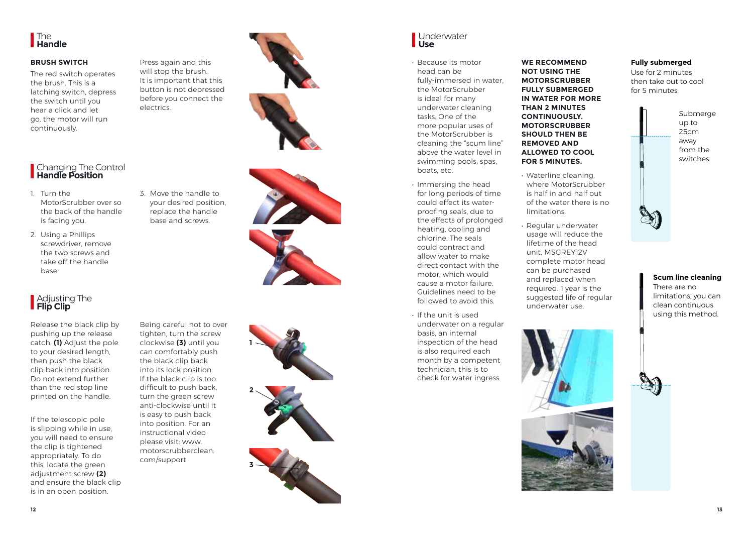# The **Handle**

**BRUSH SWITCH**

The red switch operates the brush. This is a latching switch, depress the switch until you hear a click and let go, the motor will run continuously.

Press again and this will stop the brush. It is important that this button is not depressed before you connect the electrics.

# Changing The Control **Handle Position**

1. Turn the MotorScrubber over so the back of the handle is facing you.
2. Using a Phillips screwdriver, remove the two screws and take off the handle base.
3. Move the handle to your desired position, replace the handle base and screws.

# Adjusting The **Flip Clip**

Release the black clip by pushing up the release catch. **(1)** Adjust the pole to your desired length, then push the black clip back into position. Do not extend further than the red stop line printed on the handle.

If the telescopic pole is slipping while in use, you will need to ensure the clip is tightened appropriately. To do this, locate the green adjustment screw **(2)** and ensure the black clip is in an open position.

Being careful not to over tighten, turn the screw clockwise **(3)** until you can comfortably push the black clip back into its lock position. If the black clip is too difficult to push back, turn the green screw anti-clockwise until it is easy to push back into position. For an instructional video please visit: www.motorscrubberclean.com/support

1

2

3

# Underwater **Use**

- Because its motor head can be fully-immersed in water, the MotorScrubber is ideal for many underwater cleaning tasks. One of the more popular uses of the MotorScrubber is cleaning the "scum line" above the water level in swimming pools, spas, boats, etc.
- Immersing the head for long periods of time could effect its water-proofing seals, due to the effects of prolonged heating, cooling and chlorine. The seals could contract and allow water to make direct contact with the motor, which would cause a motor failure. Guidelines need to be followed to avoid this.
- If the unit is used underwater on a regular basis, an internal inspection of the head is also required each month by a competent technician, this is to check for water ingress.

**WE RECOMMEND NOT USING THE MOTORSCRUBBER FULLY SUBMERGED IN WATER FOR MORE THAN 2 MINUTES CONTINUOUSLY. MOTORSCRUBBER SHOULD THEN BE REMOVED AND ALLOWED TO COOL FOR 5 MINUTES.**

- Waterline cleaning, where MotorScrubber is half in and half out of the water there is no limitations.
- Regular underwater usage will reduce the lifetime of the head unit. MSGREY12V complete motor head can be purchased and replaced when required. 1 year is the suggested life of regular underwater use.

**Fully submerged**
Use for 2 minutes then take out to cool for 5 minutes.

Submerge up to 25cm away from the switches.

**Scum line cleaning**
There are no limitations, you can clean continuous using this method.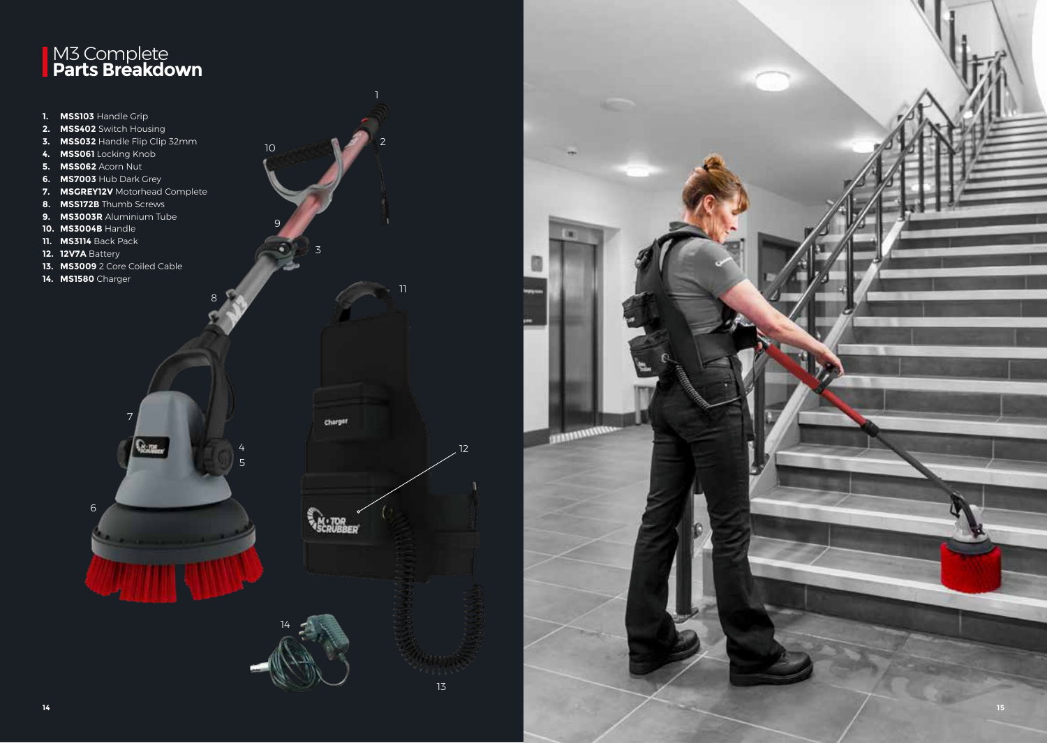# M3 Complete **Parts Breakdown**

1. **MSS103** Handle Grip
2. **MSS402** Switch Housing
3. **MSS032** Handle Flip Clip 32mm
4. **MSS061** Locking Knob
5. **MSS062** Acorn Nut
6. **MS7003** Hub Dark Grey
7. **MSGREY12V** Motorhead Complete
8. **MSS172B** Thumb Screws
9. **MS3003R** Aluminium Tube
10. **MS3004B** Handle
11. **MS3114** Back Pack
12. **12V7A** Battery
13. **MS3009** 2 Core Coiled Cable
14. **MS1580** Charger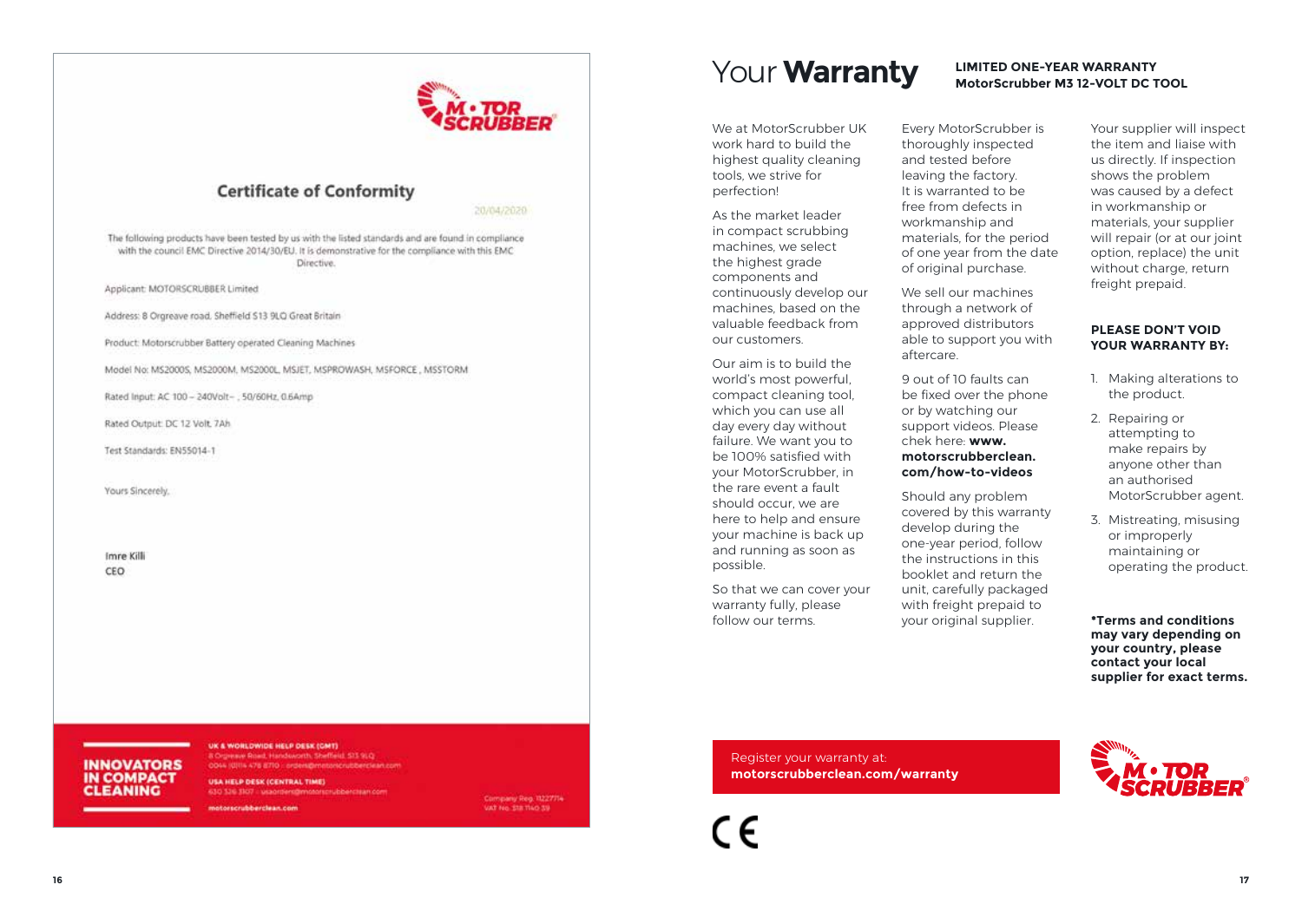## Certificate of Conformity

20/04/2020

The following products have been tested by us with the listed standards and are found in compliance with the council EMC Directive 2014/30/EU. It is demonstrative for the compliance with this EMC Directive.

Applicant: MOTORSCRUBBER Limited

Address: 8 Orgreave road, Sheffield S13 9LQ Great Britain

Product: Motorscrubber Battery operated Cleaning Machines

Model No: MS2000S, MS2000M, MS2000L, MSJET, MSPROWASH, MSFORCE , MSSTORM

Rated Input: AC 100 – 240Volt~ , 50/60Hz, 0.6Amp

Rated Output: DC 12 Volt, 7Ah

Test Standards: EN55014-1

Yours Sincerely,

Imre Killi
CEO

**INNOVATORS IN COMPACT CLEANING**

**UK & WORLDWIDE HELP DESK (GMT)**
8 Orgreave Road, Handsworth, Sheffield, S13 9LQ
0044 (0)114 478 8710 - orders@motorscrubberclean.com

**USA HELP DESK (CENTRAL TIME)**
630 326 3107 - usaorders@motorscrubberclean.com

**motorscrubberclean.com**

Company Reg. 11227714
VAT No. 318 7140 39

# Your **Warranty**

**LIMITED ONE-YEAR WARRANTY**
**MotorScrubber M3 12-VOLT DC TOOL**

We at MotorScrubber UK work hard to build the highest quality cleaning tools, we strive for perfection!

As the market leader in compact scrubbing machines, we select the highest grade components and continuously develop our machines, based on the valuable feedback from our customers.

Our aim is to build the world's most powerful, compact cleaning tool, which you can use all day every day without failure. We want you to be 100% satisfied with your MotorScrubber, in the rare event a fault should occur, we are here to help and ensure your machine is back up and running as soon as possible.

So that we can cover your warranty fully, please follow our terms.

Every MotorScrubber is thoroughly inspected and tested before leaving the factory. It is warranted to be free from defects in workmanship and materials, for the period of one year from the date of original purchase.

We sell our machines through a network of approved distributors able to support you with aftercare.

9 out of 10 faults can be fixed over the phone or by watching our support videos. Please chek here: **www.motorscrubberclean.com/how-to-videos**

Should any problem covered by this warranty develop during the one-year period, follow the instructions in this booklet and return the unit, carefully packaged with freight prepaid to your original supplier.

Your supplier will inspect the item and liaise with us directly. If inspection shows the problem was caused by a defect in workmanship or materials, your supplier will repair (or at our joint option, replace) the unit without charge, return freight prepaid.

**PLEASE DON'T VOID YOUR WARRANTY BY:**

1. Making alterations to the product.
2. Repairing or attempting to make repairs by anyone other than an authorised MotorScrubber agent.
3. Mistreating, misusing or improperly maintaining or operating the product.

**\*Terms and conditions may vary depending on your country, please contact your local supplier for exact terms.**

Register your warranty at:
**motorscrubberclean.com/warranty**

CE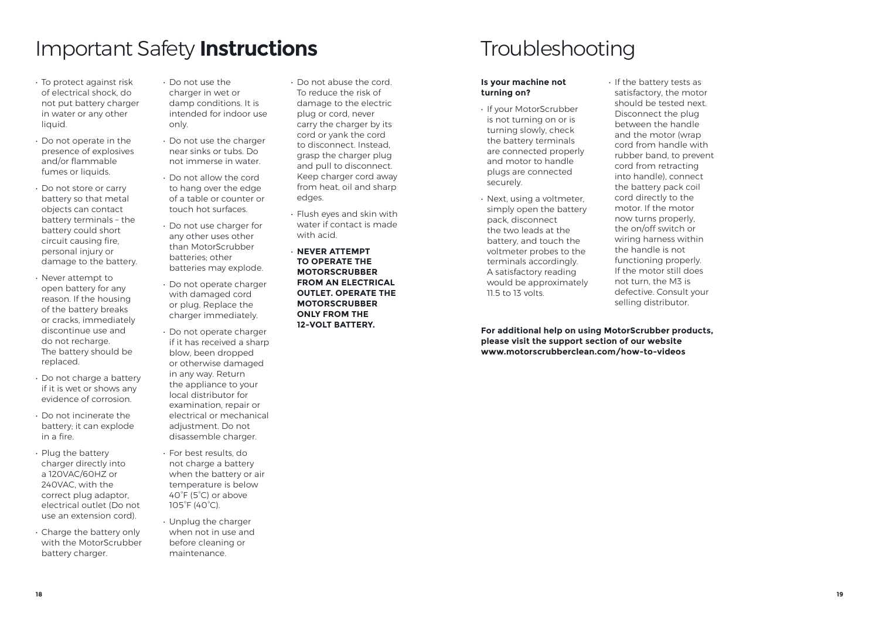# Important Safety **Instructions**

- To protect against risk of electrical shock, do not put battery charger in water or any other liquid.
- Do not operate in the presence of explosives and/or flammable fumes or liquids.
- Do not store or carry battery so that metal objects can contact battery terminals – the battery could short circuit causing fire, personal injury or damage to the battery.
- Never attempt to open battery for any reason. If the housing of the battery breaks or cracks, immediately discontinue use and do not recharge. The battery should be replaced.
- Do not charge a battery if it is wet or shows any evidence of corrosion.
- Do not incinerate the battery; it can explode in a fire.
- Plug the battery charger directly into a 120VAC/60HZ or 240VAC, with the correct plug adaptor, electrical outlet (Do not use an extension cord).
- Charge the battery only with the MotorScrubber battery charger.
- Do not use the charger in wet or damp conditions. It is intended for indoor use only.
- Do not use the charger near sinks or tubs. Do not immerse in water.
- Do not allow the cord to hang over the edge of a table or counter or touch hot surfaces.
- Do not use charger for any other uses other than MotorScrubber batteries; other batteries may explode.
- Do not operate charger with damaged cord or plug. Replace the charger immediately.
- Do not operate charger if it has received a sharp blow, been dropped or otherwise damaged in any way. Return the appliance to your local distributor for examination, repair or electrical or mechanical adjustment. Do not disassemble charger.
- For best results, do not charge a battery when the battery or air temperature is below 40˚F (5˚C) or above 105˚F (40˚C).
- Unplug the charger when not in use and before cleaning or maintenance.
- Do not abuse the cord. To reduce the risk of damage to the electric plug or cord, never carry the charger by its cord or yank the cord to disconnect. Instead, grasp the charger plug and pull to disconnect. Keep charger cord away from heat, oil and sharp edges.
- Flush eyes and skin with water if contact is made with acid.
- **NEVER ATTEMPT TO OPERATE THE MOTORSCRUBBER FROM AN ELECTRICAL OUTLET. OPERATE THE MOTORSCRUBBER ONLY FROM THE 12-VOLT BATTERY.**

# Troubleshooting

**Is your machine not turning on?**

- If your MotorScrubber is not turning on or is turning slowly, check the battery terminals are connected properly and motor to handle plugs are connected securely.
- Next, using a voltmeter, simply open the battery pack, disconnect the two leads at the battery, and touch the voltmeter probes to the terminals accordingly. A satisfactory reading would be approximately 11.5 to 13 volts.
- If the battery tests as satisfactory, the motor should be tested next. Disconnect the plug between the handle and the motor (wrap cord from handle with rubber band, to prevent cord from retracting into handle), connect the battery pack coil cord directly to the motor. If the motor now turns properly, the on/off switch or wiring harness within the handle is not functioning properly. If the motor still does not turn, the M3 is defective. Consult your selling distributor.

**For additional help on using MotorScrubber products, please visit the support section of our website www.motorscrubberclean.com/how-to-videos**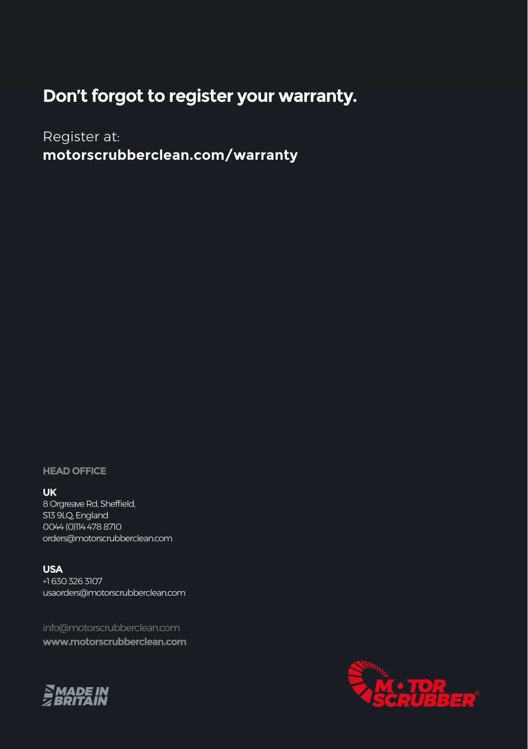# Don’t forgot to register your warranty.

Register at:
**motorscrubberclean.com/warranty**

**HEAD OFFICE**

**UK**
8 Orgreave Rd, Sheffield,
S13 9LQ, England
0044 (0)114 478 8710
orders@motorscrubberclean.com

**USA**
+1 630 326 3107
usaorders@motorscrubberclean.com

info@motorscrubberclean.com
**www.motorscrubberclean.com**

MADE IN BRITAIN

MOTOR SCRUBBER®